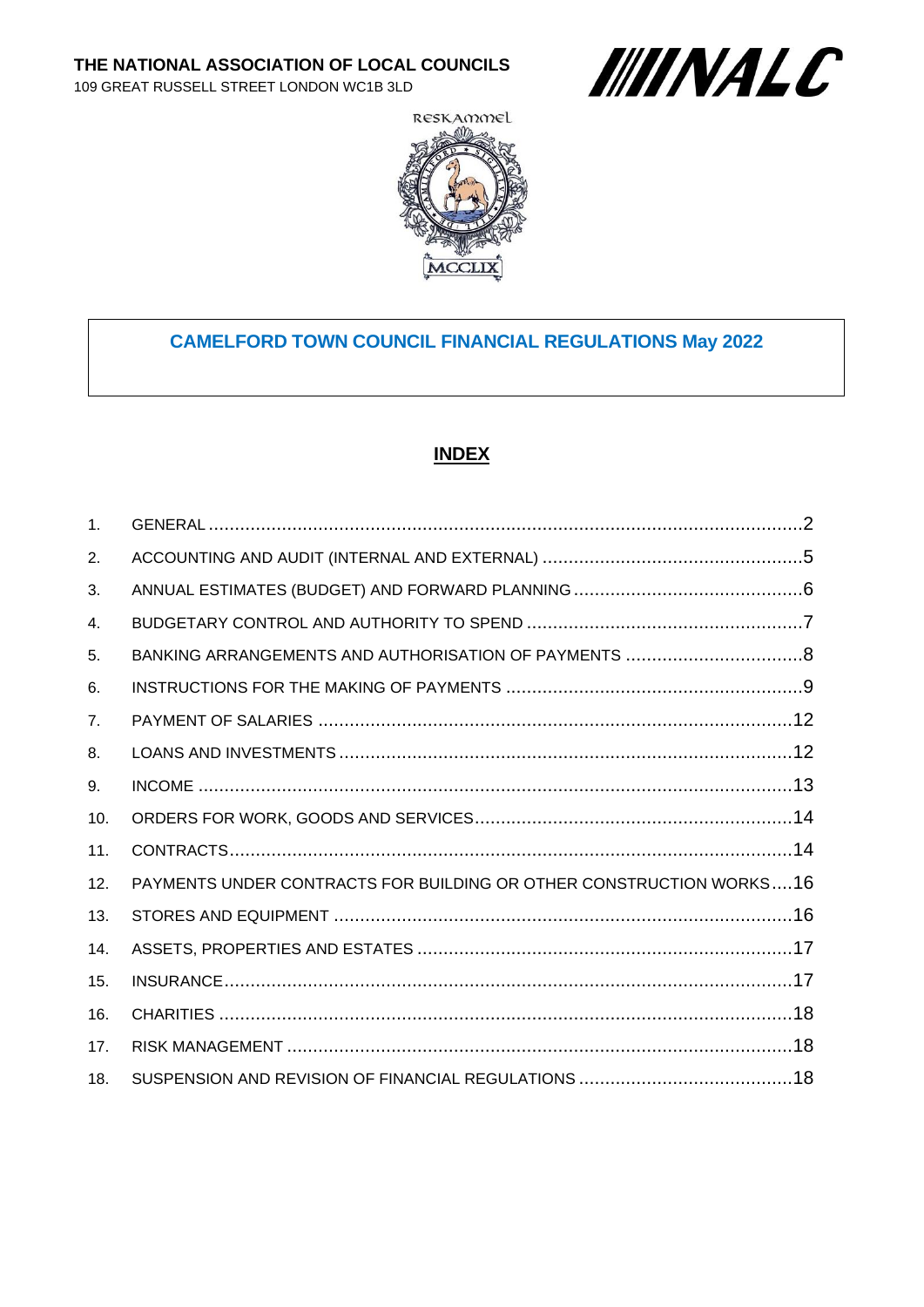**THE NATIONAL ASSOCIATION OF LOCAL COUNCILS**
109 GREAT RUSSELL STREET LONDON WC1B 3LD

# CAMELFORD TOWN COUNCIL FINANCIAL REGULATIONS May 2022

## INDEX

1. GENERAL ....................................................................2
2. ACCOUNTING AND AUDIT (INTERNAL AND EXTERNAL) ....................5
3. ANNUAL ESTIMATES (BUDGET) AND FORWARD PLANNING ...................6
4. BUDGETARY CONTROL AND AUTHORITY TO SPEND ...........................7
5. BANKING ARRANGEMENTS AND AUTHORISATION OF PAYMENTS ................8
6. INSTRUCTIONS FOR THE MAKING OF PAYMENTS ..............................9
7. PAYMENT OF SALARIES ........................................................12
8. LOANS AND INVESTMENTS .....................................................12
9. INCOME ..........................................................................13
10. ORDERS FOR WORK, GOODS AND SERVICES ...................................14
11. CONTRACTS .....................................................................14
12. PAYMENTS UNDER CONTRACTS FOR BUILDING OR OTHER CONSTRUCTION WORKS ....16
13. STORES AND EQUIPMENT .......................................................16
14. ASSETS, PROPERTIES AND ESTATES ...........................................17
15. INSURANCE .....................................................................17
16. CHARITIES .......................................................................18
17. RISK MANAGEMENT ............................................................18
18. SUSPENSION AND REVISION OF FINANCIAL REGULATIONS .....................18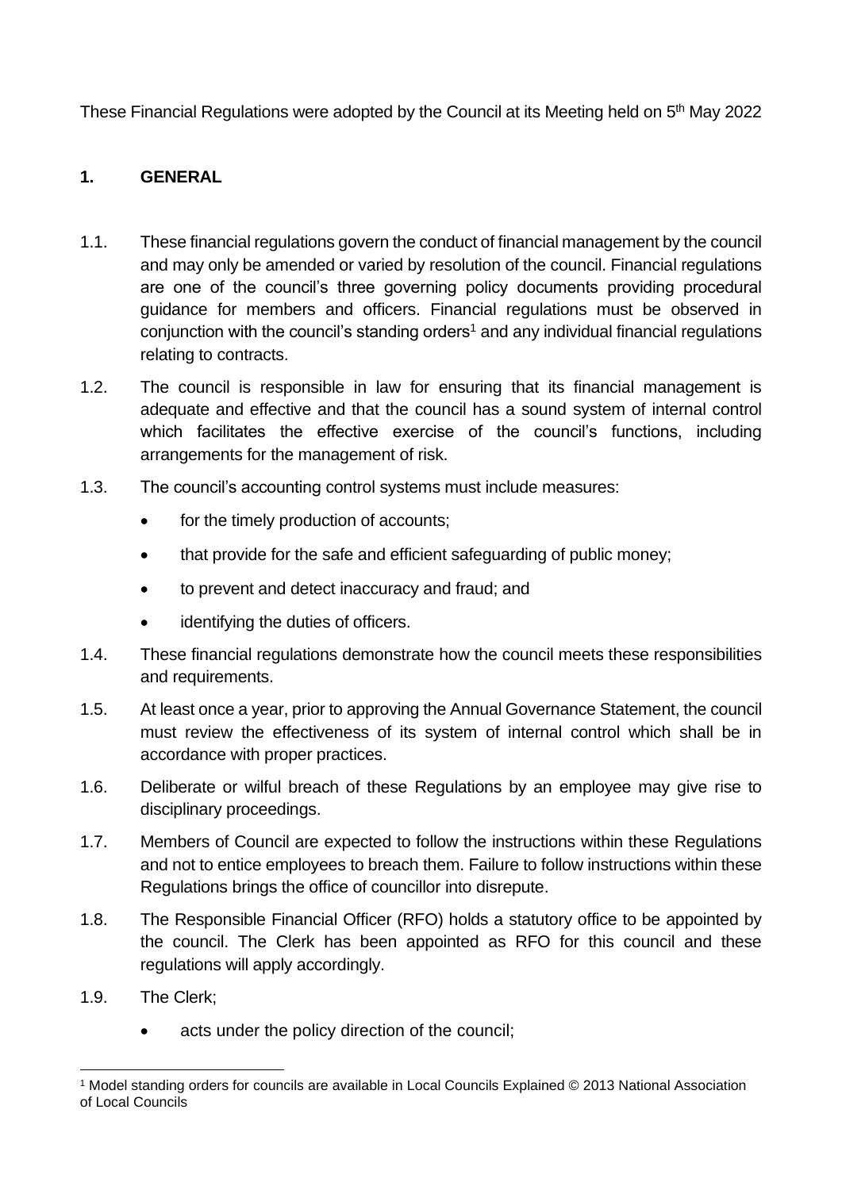These Financial Regulations were adopted by the Council at its Meeting held on 5th May 2022

## 1. GENERAL

1.1. These financial regulations govern the conduct of financial management by the council and may only be amended or varied by resolution of the council. Financial regulations are one of the council's three governing policy documents providing procedural guidance for members and officers. Financial regulations must be observed in conjunction with the council's standing orders[1] and any individual financial regulations relating to contracts.

1.2. The council is responsible in law for ensuring that its financial management is adequate and effective and that the council has a sound system of internal control which facilitates the effective exercise of the council's functions, including arrangements for the management of risk.

1.3. The council's accounting control systems must include measures:

- for the timely production of accounts;
- that provide for the safe and efficient safeguarding of public money;
- to prevent and detect inaccuracy and fraud; and
- identifying the duties of officers.

1.4. These financial regulations demonstrate how the council meets these responsibilities and requirements.

1.5. At least once a year, prior to approving the Annual Governance Statement, the council must review the effectiveness of its system of internal control which shall be in accordance with proper practices.

1.6. Deliberate or wilful breach of these Regulations by an employee may give rise to disciplinary proceedings.

1.7. Members of Council are expected to follow the instructions within these Regulations and not to entice employees to breach them. Failure to follow instructions within these Regulations brings the office of councillor into disrepute.

1.8. The Responsible Financial Officer (RFO) holds a statutory office to be appointed by the council. The Clerk has been appointed as RFO for this council and these regulations will apply accordingly.

1.9. The Clerk;

- acts under the policy direction of the council;

[1] Model standing orders for councils are available in Local Councils Explained © 2013 National Association of Local Councils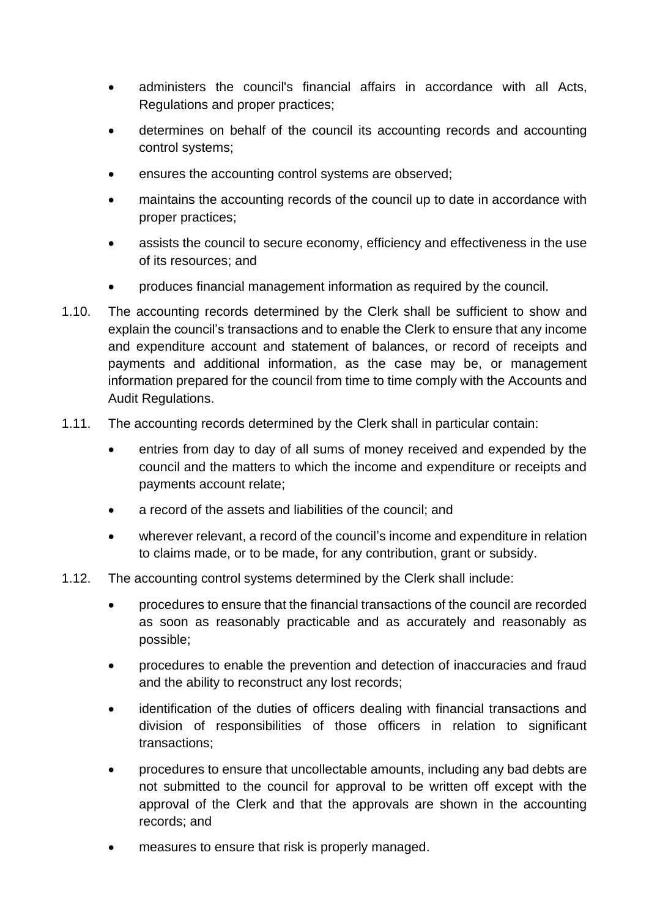- administers the council's financial affairs in accordance with all Acts, Regulations and proper practices;
- determines on behalf of the council its accounting records and accounting control systems;
- ensures the accounting control systems are observed;
- maintains the accounting records of the council up to date in accordance with proper practices;
- assists the council to secure economy, efficiency and effectiveness in the use of its resources; and
- produces financial management information as required by the council.

1.10. The accounting records determined by the Clerk shall be sufficient to show and explain the council's transactions and to enable the Clerk to ensure that any income and expenditure account and statement of balances, or record of receipts and payments and additional information, as the case may be, or management information prepared for the council from time to time comply with the Accounts and Audit Regulations.

1.11. The accounting records determined by the Clerk shall in particular contain:

- entries from day to day of all sums of money received and expended by the council and the matters to which the income and expenditure or receipts and payments account relate;
- a record of the assets and liabilities of the council; and
- wherever relevant, a record of the council's income and expenditure in relation to claims made, or to be made, for any contribution, grant or subsidy.

1.12. The accounting control systems determined by the Clerk shall include:

- procedures to ensure that the financial transactions of the council are recorded as soon as reasonably practicable and as accurately and reasonably as possible;
- procedures to enable the prevention and detection of inaccuracies and fraud and the ability to reconstruct any lost records;
- identification of the duties of officers dealing with financial transactions and division of responsibilities of those officers in relation to significant transactions;
- procedures to ensure that uncollectable amounts, including any bad debts are not submitted to the council for approval to be written off except with the approval of the Clerk and that the approvals are shown in the accounting records; and
- measures to ensure that risk is properly managed.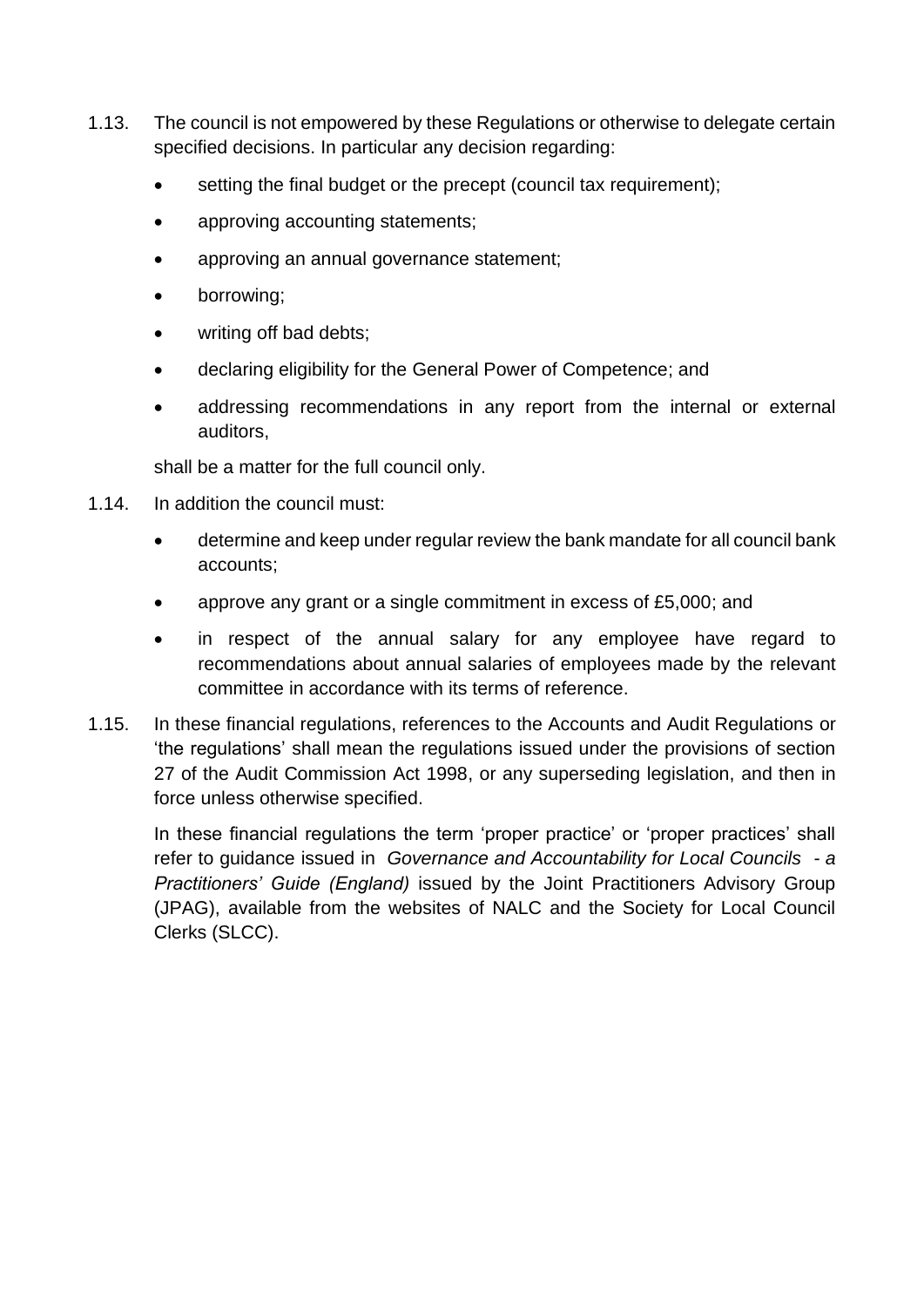1.13. The council is not empowered by these Regulations or otherwise to delegate certain specified decisions. In particular any decision regarding:

- setting the final budget or the precept (council tax requirement);
- approving accounting statements;
- approving an annual governance statement;
- borrowing;
- writing off bad debts;
- declaring eligibility for the General Power of Competence; and
- addressing recommendations in any report from the internal or external auditors,

shall be a matter for the full council only.

1.14. In addition the council must:

- determine and keep under regular review the bank mandate for all council bank accounts;
- approve any grant or a single commitment in excess of £5,000; and
- in respect of the annual salary for any employee have regard to recommendations about annual salaries of employees made by the relevant committee in accordance with its terms of reference.

1.15. In these financial regulations, references to the Accounts and Audit Regulations or 'the regulations' shall mean the regulations issued under the provisions of section 27 of the Audit Commission Act 1998, or any superseding legislation, and then in force unless otherwise specified.

In these financial regulations the term 'proper practice' or 'proper practices' shall refer to guidance issued in *Governance and Accountability for Local Councils - a Practitioners' Guide (England)* issued by the Joint Practitioners Advisory Group (JPAG), available from the websites of NALC and the Society for Local Council Clerks (SLCC).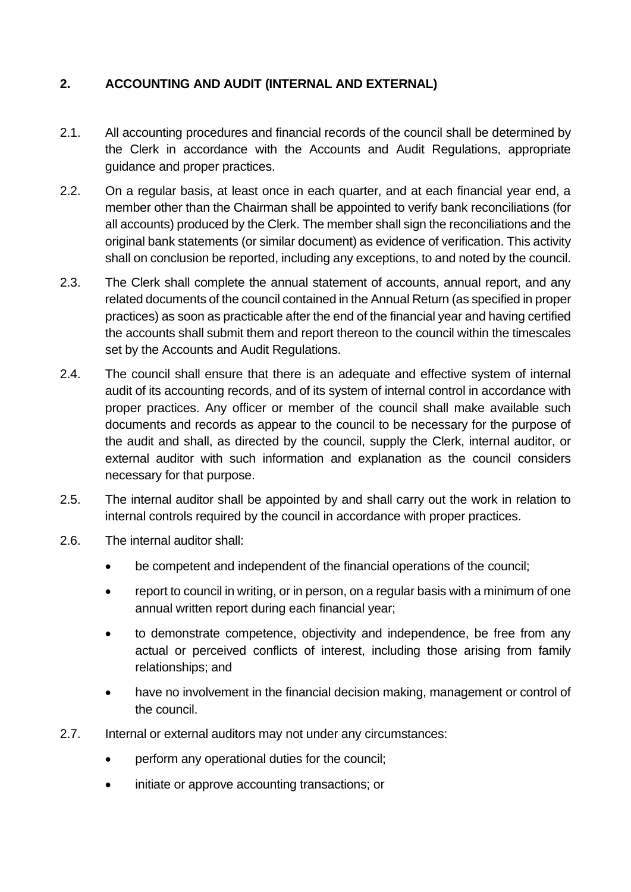## 2. ACCOUNTING AND AUDIT (INTERNAL AND EXTERNAL)

2.1. All accounting procedures and financial records of the council shall be determined by the Clerk in accordance with the Accounts and Audit Regulations, appropriate guidance and proper practices.

2.2. On a regular basis, at least once in each quarter, and at each financial year end, a member other than the Chairman shall be appointed to verify bank reconciliations (for all accounts) produced by the Clerk. The member shall sign the reconciliations and the original bank statements (or similar document) as evidence of verification. This activity shall on conclusion be reported, including any exceptions, to and noted by the council.

2.3. The Clerk shall complete the annual statement of accounts, annual report, and any related documents of the council contained in the Annual Return (as specified in proper practices) as soon as practicable after the end of the financial year and having certified the accounts shall submit them and report thereon to the council within the timescales set by the Accounts and Audit Regulations.

2.4. The council shall ensure that there is an adequate and effective system of internal audit of its accounting records, and of its system of internal control in accordance with proper practices. Any officer or member of the council shall make available such documents and records as appear to the council to be necessary for the purpose of the audit and shall, as directed by the council, supply the Clerk, internal auditor, or external auditor with such information and explanation as the council considers necessary for that purpose.

2.5. The internal auditor shall be appointed by and shall carry out the work in relation to internal controls required by the council in accordance with proper practices.

2.6. The internal auditor shall:

- be competent and independent of the financial operations of the council;
- report to council in writing, or in person, on a regular basis with a minimum of one annual written report during each financial year;
- to demonstrate competence, objectivity and independence, be free from any actual or perceived conflicts of interest, including those arising from family relationships; and
- have no involvement in the financial decision making, management or control of the council.

2.7. Internal or external auditors may not under any circumstances:

- perform any operational duties for the council;
- initiate or approve accounting transactions; or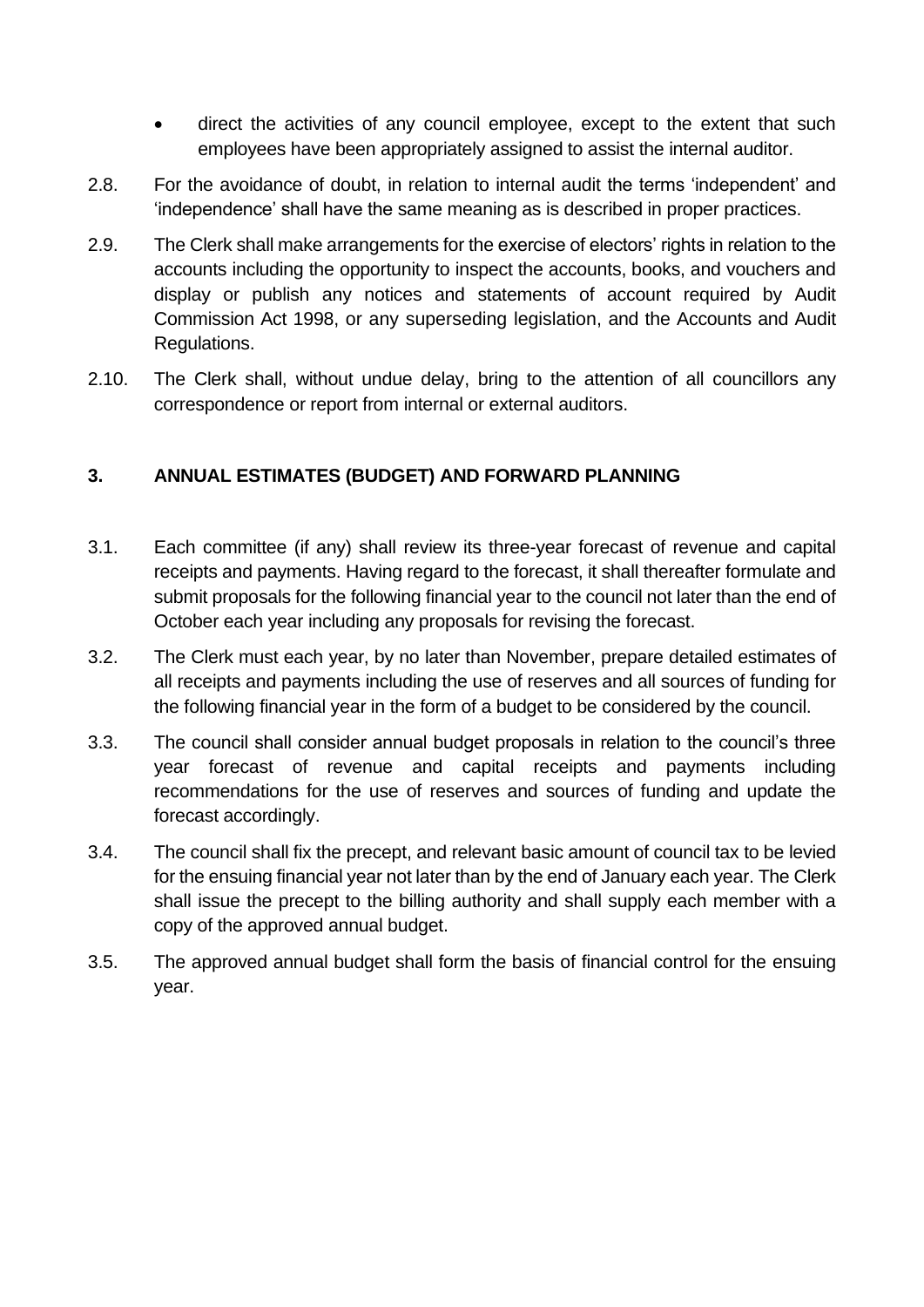- direct the activities of any council employee, except to the extent that such employees have been appropriately assigned to assist the internal auditor.

2.8. For the avoidance of doubt, in relation to internal audit the terms 'independent' and 'independence' shall have the same meaning as is described in proper practices.

2.9. The Clerk shall make arrangements for the exercise of electors' rights in relation to the accounts including the opportunity to inspect the accounts, books, and vouchers and display or publish any notices and statements of account required by Audit Commission Act 1998, or any superseding legislation, and the Accounts and Audit Regulations.

2.10. The Clerk shall, without undue delay, bring to the attention of all councillors any correspondence or report from internal or external auditors.

## 3. ANNUAL ESTIMATES (BUDGET) AND FORWARD PLANNING

3.1. Each committee (if any) shall review its three-year forecast of revenue and capital receipts and payments. Having regard to the forecast, it shall thereafter formulate and submit proposals for the following financial year to the council not later than the end of October each year including any proposals for revising the forecast.

3.2. The Clerk must each year, by no later than November, prepare detailed estimates of all receipts and payments including the use of reserves and all sources of funding for the following financial year in the form of a budget to be considered by the council.

3.3. The council shall consider annual budget proposals in relation to the council's three year forecast of revenue and capital receipts and payments including recommendations for the use of reserves and sources of funding and update the forecast accordingly.

3.4. The council shall fix the precept, and relevant basic amount of council tax to be levied for the ensuing financial year not later than by the end of January each year. The Clerk shall issue the precept to the billing authority and shall supply each member with a copy of the approved annual budget.

3.5. The approved annual budget shall form the basis of financial control for the ensuing year.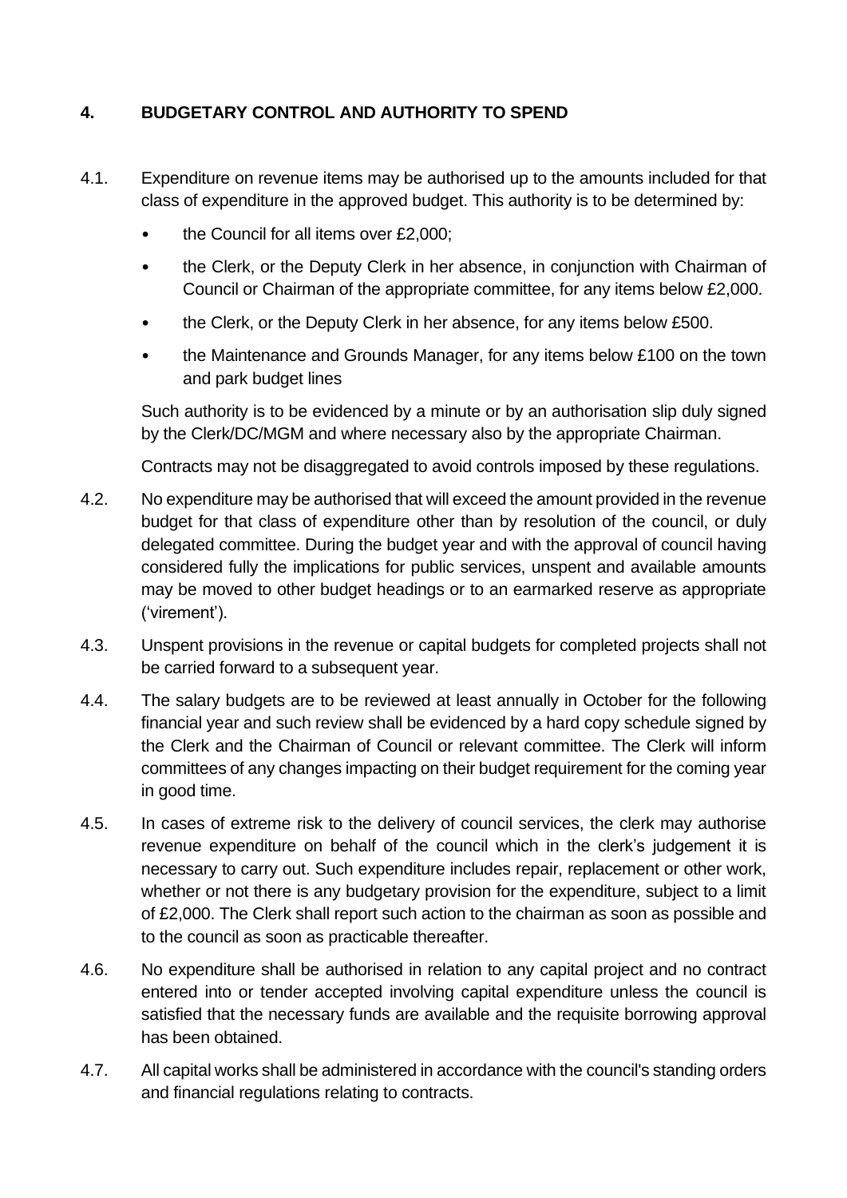## 4. BUDGETARY CONTROL AND AUTHORITY TO SPEND

4.1. Expenditure on revenue items may be authorised up to the amounts included for that class of expenditure in the approved budget. This authority is to be determined by:

- the Council for all items over £2,000;
- the Clerk, or the Deputy Clerk in her absence, in conjunction with Chairman of Council or Chairman of the appropriate committee, for any items below £2,000.
- the Clerk, or the Deputy Clerk in her absence, for any items below £500.
- the Maintenance and Grounds Manager, for any items below £100 on the town and park budget lines

Such authority is to be evidenced by a minute or by an authorisation slip duly signed by the Clerk/DC/MGM and where necessary also by the appropriate Chairman.

Contracts may not be disaggregated to avoid controls imposed by these regulations.

4.2. No expenditure may be authorised that will exceed the amount provided in the revenue budget for that class of expenditure other than by resolution of the council, or duly delegated committee. During the budget year and with the approval of council having considered fully the implications for public services, unspent and available amounts may be moved to other budget headings or to an earmarked reserve as appropriate ('virement').

4.3. Unspent provisions in the revenue or capital budgets for completed projects shall not be carried forward to a subsequent year.

4.4. The salary budgets are to be reviewed at least annually in October for the following financial year and such review shall be evidenced by a hard copy schedule signed by the Clerk and the Chairman of Council or relevant committee. The Clerk will inform committees of any changes impacting on their budget requirement for the coming year in good time.

4.5. In cases of extreme risk to the delivery of council services, the clerk may authorise revenue expenditure on behalf of the council which in the clerk's judgement it is necessary to carry out. Such expenditure includes repair, replacement or other work, whether or not there is any budgetary provision for the expenditure, subject to a limit of £2,000. The Clerk shall report such action to the chairman as soon as possible and to the council as soon as practicable thereafter.

4.6. No expenditure shall be authorised in relation to any capital project and no contract entered into or tender accepted involving capital expenditure unless the council is satisfied that the necessary funds are available and the requisite borrowing approval has been obtained.

4.7. All capital works shall be administered in accordance with the council's standing orders and financial regulations relating to contracts.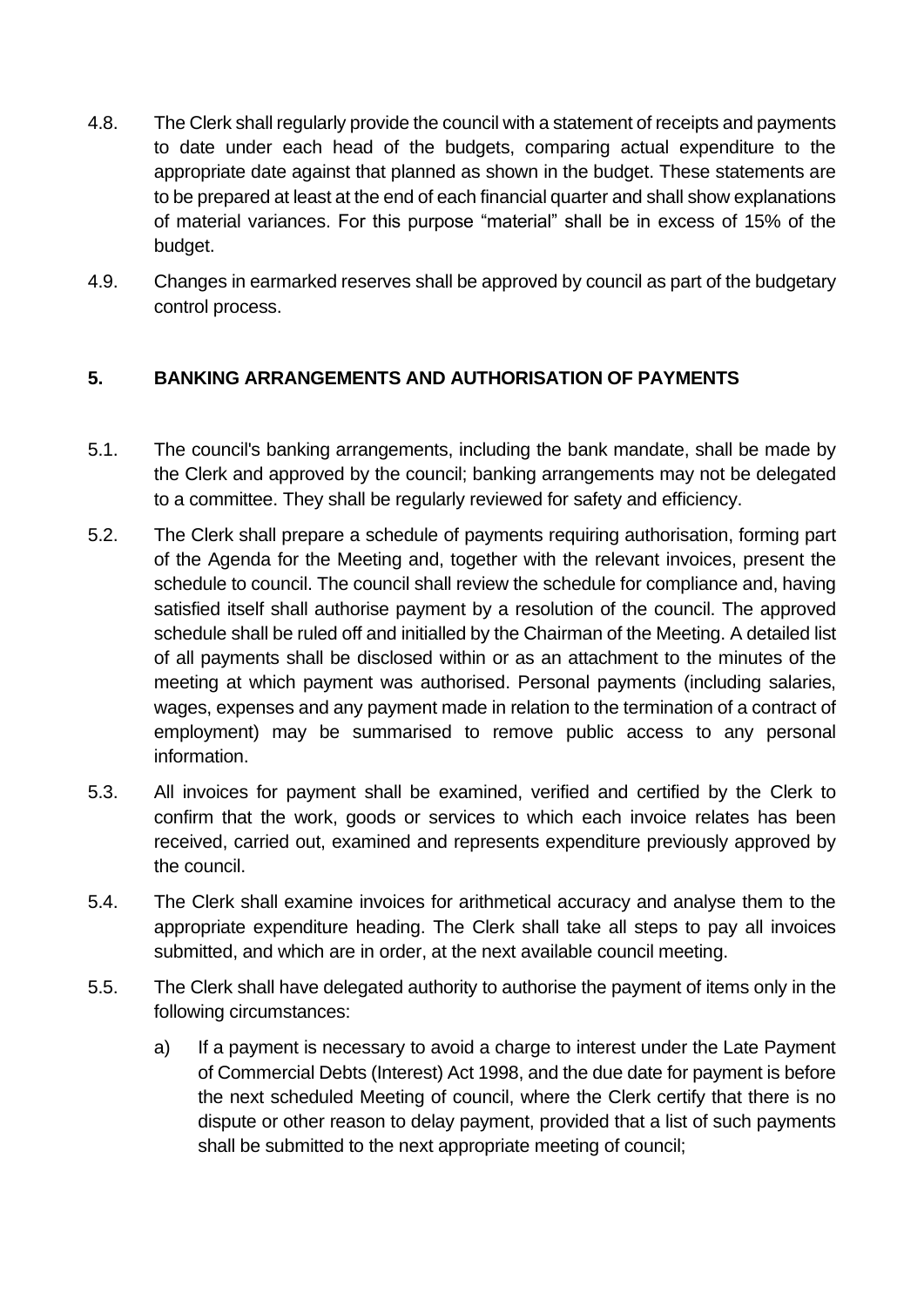4.8. The Clerk shall regularly provide the council with a statement of receipts and payments to date under each head of the budgets, comparing actual expenditure to the appropriate date against that planned as shown in the budget. These statements are to be prepared at least at the end of each financial quarter and shall show explanations of material variances. For this purpose "material" shall be in excess of 15% of the budget.

4.9. Changes in earmarked reserves shall be approved by council as part of the budgetary control process.

## 5. BANKING ARRANGEMENTS AND AUTHORISATION OF PAYMENTS

5.1. The council's banking arrangements, including the bank mandate, shall be made by the Clerk and approved by the council; banking arrangements may not be delegated to a committee. They shall be regularly reviewed for safety and efficiency.

5.2. The Clerk shall prepare a schedule of payments requiring authorisation, forming part of the Agenda for the Meeting and, together with the relevant invoices, present the schedule to council. The council shall review the schedule for compliance and, having satisfied itself shall authorise payment by a resolution of the council. The approved schedule shall be ruled off and initialled by the Chairman of the Meeting. A detailed list of all payments shall be disclosed within or as an attachment to the minutes of the meeting at which payment was authorised. Personal payments (including salaries, wages, expenses and any payment made in relation to the termination of a contract of employment) may be summarised to remove public access to any personal information.

5.3. All invoices for payment shall be examined, verified and certified by the Clerk to confirm that the work, goods or services to which each invoice relates has been received, carried out, examined and represents expenditure previously approved by the council.

5.4. The Clerk shall examine invoices for arithmetical accuracy and analyse them to the appropriate expenditure heading. The Clerk shall take all steps to pay all invoices submitted, and which are in order, at the next available council meeting.

5.5. The Clerk shall have delegated authority to authorise the payment of items only in the following circumstances:

a) If a payment is necessary to avoid a charge to interest under the Late Payment of Commercial Debts (Interest) Act 1998, and the due date for payment is before the next scheduled Meeting of council, where the Clerk certify that there is no dispute or other reason to delay payment, provided that a list of such payments shall be submitted to the next appropriate meeting of council;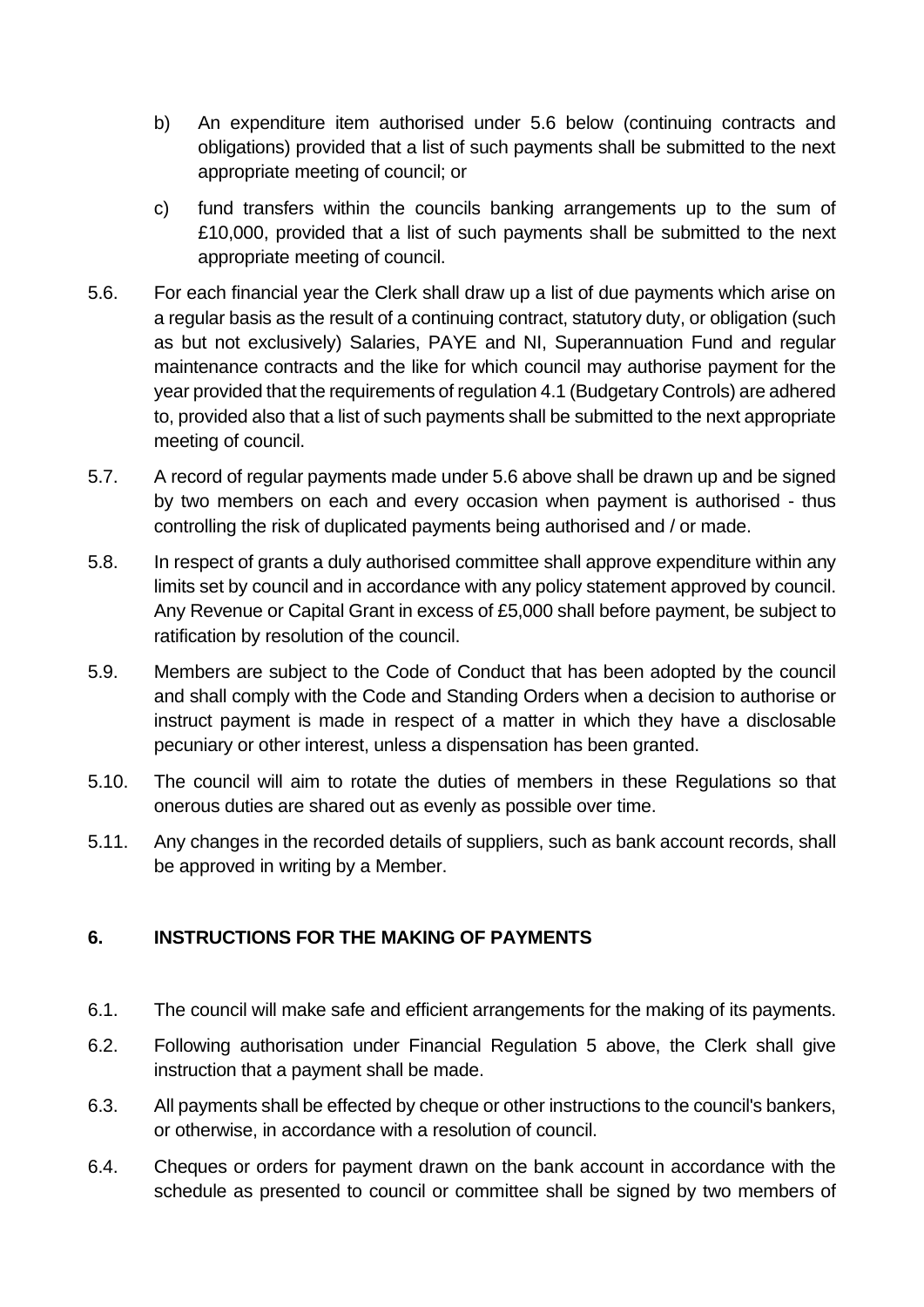b) An expenditure item authorised under 5.6 below (continuing contracts and obligations) provided that a list of such payments shall be submitted to the next appropriate meeting of council; or

c) fund transfers within the councils banking arrangements up to the sum of £10,000, provided that a list of such payments shall be submitted to the next appropriate meeting of council.

5.6. For each financial year the Clerk shall draw up a list of due payments which arise on a regular basis as the result of a continuing contract, statutory duty, or obligation (such as but not exclusively) Salaries, PAYE and NI, Superannuation Fund and regular maintenance contracts and the like for which council may authorise payment for the year provided that the requirements of regulation 4.1 (Budgetary Controls) are adhered to, provided also that a list of such payments shall be submitted to the next appropriate meeting of council.

5.7. A record of regular payments made under 5.6 above shall be drawn up and be signed by two members on each and every occasion when payment is authorised - thus controlling the risk of duplicated payments being authorised and / or made.

5.8. In respect of grants a duly authorised committee shall approve expenditure within any limits set by council and in accordance with any policy statement approved by council. Any Revenue or Capital Grant in excess of £5,000 shall before payment, be subject to ratification by resolution of the council.

5.9. Members are subject to the Code of Conduct that has been adopted by the council and shall comply with the Code and Standing Orders when a decision to authorise or instruct payment is made in respect of a matter in which they have a disclosable pecuniary or other interest, unless a dispensation has been granted.

5.10. The council will aim to rotate the duties of members in these Regulations so that onerous duties are shared out as evenly as possible over time.

5.11. Any changes in the recorded details of suppliers, such as bank account records, shall be approved in writing by a Member.

## 6. INSTRUCTIONS FOR THE MAKING OF PAYMENTS

6.1. The council will make safe and efficient arrangements for the making of its payments.

6.2. Following authorisation under Financial Regulation 5 above, the Clerk shall give instruction that a payment shall be made.

6.3. All payments shall be effected by cheque or other instructions to the council's bankers, or otherwise, in accordance with a resolution of council.

6.4. Cheques or orders for payment drawn on the bank account in accordance with the schedule as presented to council or committee shall be signed by two members of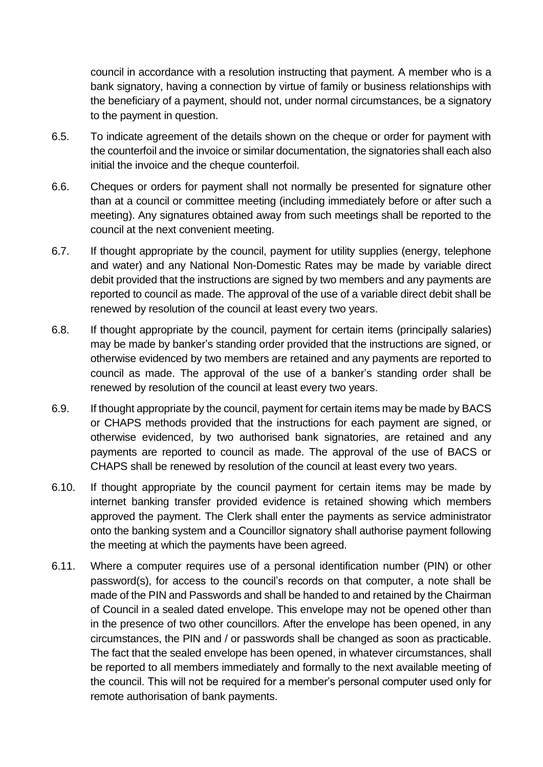council in accordance with a resolution instructing that payment. A member who is a bank signatory, having a connection by virtue of family or business relationships with the beneficiary of a payment, should not, under normal circumstances, be a signatory to the payment in question.

6.5. To indicate agreement of the details shown on the cheque or order for payment with the counterfoil and the invoice or similar documentation, the signatories shall each also initial the invoice and the cheque counterfoil.

6.6. Cheques or orders for payment shall not normally be presented for signature other than at a council or committee meeting (including immediately before or after such a meeting). Any signatures obtained away from such meetings shall be reported to the council at the next convenient meeting.

6.7. If thought appropriate by the council, payment for utility supplies (energy, telephone and water) and any National Non-Domestic Rates may be made by variable direct debit provided that the instructions are signed by two members and any payments are reported to council as made. The approval of the use of a variable direct debit shall be renewed by resolution of the council at least every two years.

6.8. If thought appropriate by the council, payment for certain items (principally salaries) may be made by banker's standing order provided that the instructions are signed, or otherwise evidenced by two members are retained and any payments are reported to council as made. The approval of the use of a banker's standing order shall be renewed by resolution of the council at least every two years.

6.9. If thought appropriate by the council, payment for certain items may be made by BACS or CHAPS methods provided that the instructions for each payment are signed, or otherwise evidenced, by two authorised bank signatories, are retained and any payments are reported to council as made. The approval of the use of BACS or CHAPS shall be renewed by resolution of the council at least every two years.

6.10. If thought appropriate by the council payment for certain items may be made by internet banking transfer provided evidence is retained showing which members approved the payment. The Clerk shall enter the payments as service administrator onto the banking system and a Councillor signatory shall authorise payment following the meeting at which the payments have been agreed.

6.11. Where a computer requires use of a personal identification number (PIN) or other password(s), for access to the council's records on that computer, a note shall be made of the PIN and Passwords and shall be handed to and retained by the Chairman of Council in a sealed dated envelope. This envelope may not be opened other than in the presence of two other councillors. After the envelope has been opened, in any circumstances, the PIN and / or passwords shall be changed as soon as practicable. The fact that the sealed envelope has been opened, in whatever circumstances, shall be reported to all members immediately and formally to the next available meeting of the council. This will not be required for a member's personal computer used only for remote authorisation of bank payments.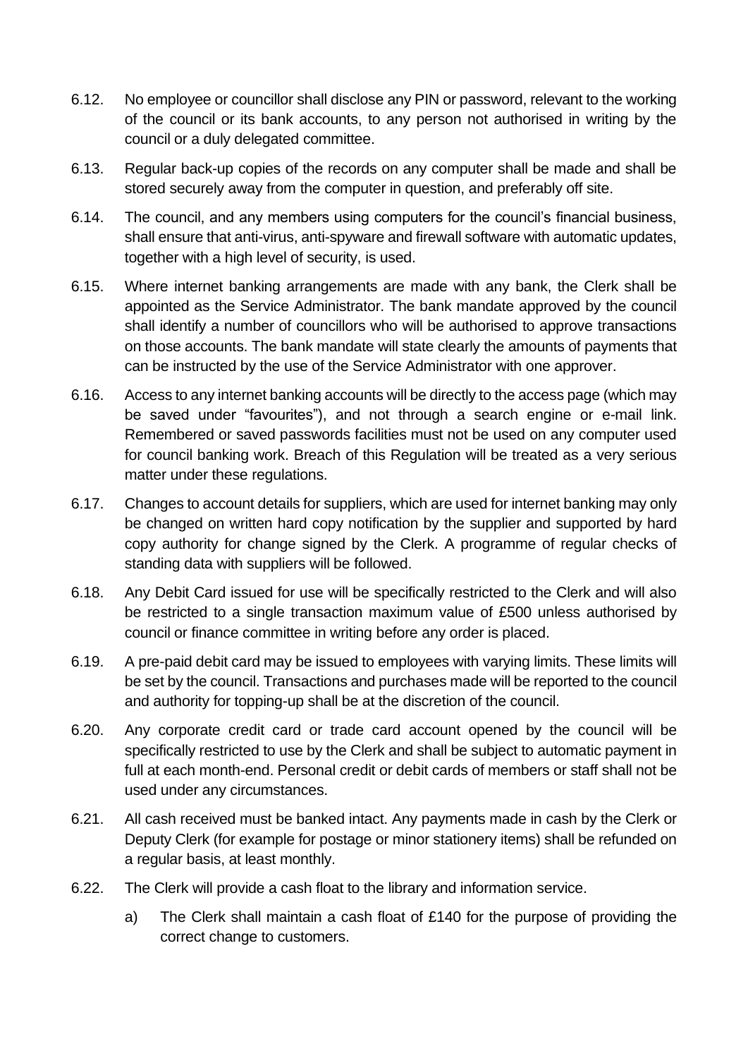6.12. No employee or councillor shall disclose any PIN or password, relevant to the working of the council or its bank accounts, to any person not authorised in writing by the council or a duly delegated committee.

6.13. Regular back-up copies of the records on any computer shall be made and shall be stored securely away from the computer in question, and preferably off site.

6.14. The council, and any members using computers for the council's financial business, shall ensure that anti-virus, anti-spyware and firewall software with automatic updates, together with a high level of security, is used.

6.15. Where internet banking arrangements are made with any bank, the Clerk shall be appointed as the Service Administrator. The bank mandate approved by the council shall identify a number of councillors who will be authorised to approve transactions on those accounts. The bank mandate will state clearly the amounts of payments that can be instructed by the use of the Service Administrator with one approver.

6.16. Access to any internet banking accounts will be directly to the access page (which may be saved under "favourites"), and not through a search engine or e-mail link. Remembered or saved passwords facilities must not be used on any computer used for council banking work. Breach of this Regulation will be treated as a very serious matter under these regulations.

6.17. Changes to account details for suppliers, which are used for internet banking may only be changed on written hard copy notification by the supplier and supported by hard copy authority for change signed by the Clerk. A programme of regular checks of standing data with suppliers will be followed.

6.18. Any Debit Card issued for use will be specifically restricted to the Clerk and will also be restricted to a single transaction maximum value of £500 unless authorised by council or finance committee in writing before any order is placed.

6.19. A pre-paid debit card may be issued to employees with varying limits. These limits will be set by the council. Transactions and purchases made will be reported to the council and authority for topping-up shall be at the discretion of the council.

6.20. Any corporate credit card or trade card account opened by the council will be specifically restricted to use by the Clerk and shall be subject to automatic payment in full at each month-end. Personal credit or debit cards of members or staff shall not be used under any circumstances.

6.21. All cash received must be banked intact. Any payments made in cash by the Clerk or Deputy Clerk (for example for postage or minor stationery items) shall be refunded on a regular basis, at least monthly.

6.22. The Clerk will provide a cash float to the library and information service.

a) The Clerk shall maintain a cash float of £140 for the purpose of providing the correct change to customers.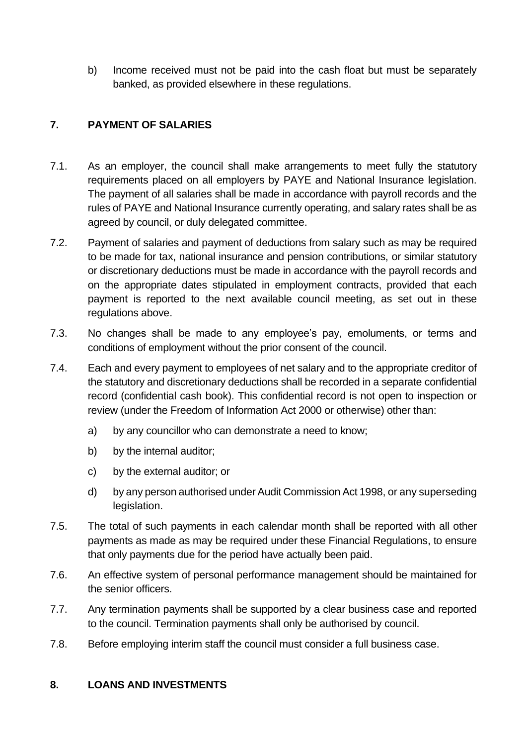b) Income received must not be paid into the cash float but must be separately banked, as provided elsewhere in these regulations.

## 7. PAYMENT OF SALARIES

7.1. As an employer, the council shall make arrangements to meet fully the statutory requirements placed on all employers by PAYE and National Insurance legislation. The payment of all salaries shall be made in accordance with payroll records and the rules of PAYE and National Insurance currently operating, and salary rates shall be as agreed by council, or duly delegated committee.

7.2. Payment of salaries and payment of deductions from salary such as may be required to be made for tax, national insurance and pension contributions, or similar statutory or discretionary deductions must be made in accordance with the payroll records and on the appropriate dates stipulated in employment contracts, provided that each payment is reported to the next available council meeting, as set out in these regulations above.

7.3. No changes shall be made to any employee's pay, emoluments, or terms and conditions of employment without the prior consent of the council.

7.4. Each and every payment to employees of net salary and to the appropriate creditor of the statutory and discretionary deductions shall be recorded in a separate confidential record (confidential cash book). This confidential record is not open to inspection or review (under the Freedom of Information Act 2000 or otherwise) other than:

a) by any councillor who can demonstrate a need to know;

b) by the internal auditor;

c) by the external auditor; or

d) by any person authorised under Audit Commission Act 1998, or any superseding legislation.

7.5. The total of such payments in each calendar month shall be reported with all other payments as made as may be required under these Financial Regulations, to ensure that only payments due for the period have actually been paid.

7.6. An effective system of personal performance management should be maintained for the senior officers.

7.7. Any termination payments shall be supported by a clear business case and reported to the council. Termination payments shall only be authorised by council.

7.8. Before employing interim staff the council must consider a full business case.

## 8. LOANS AND INVESTMENTS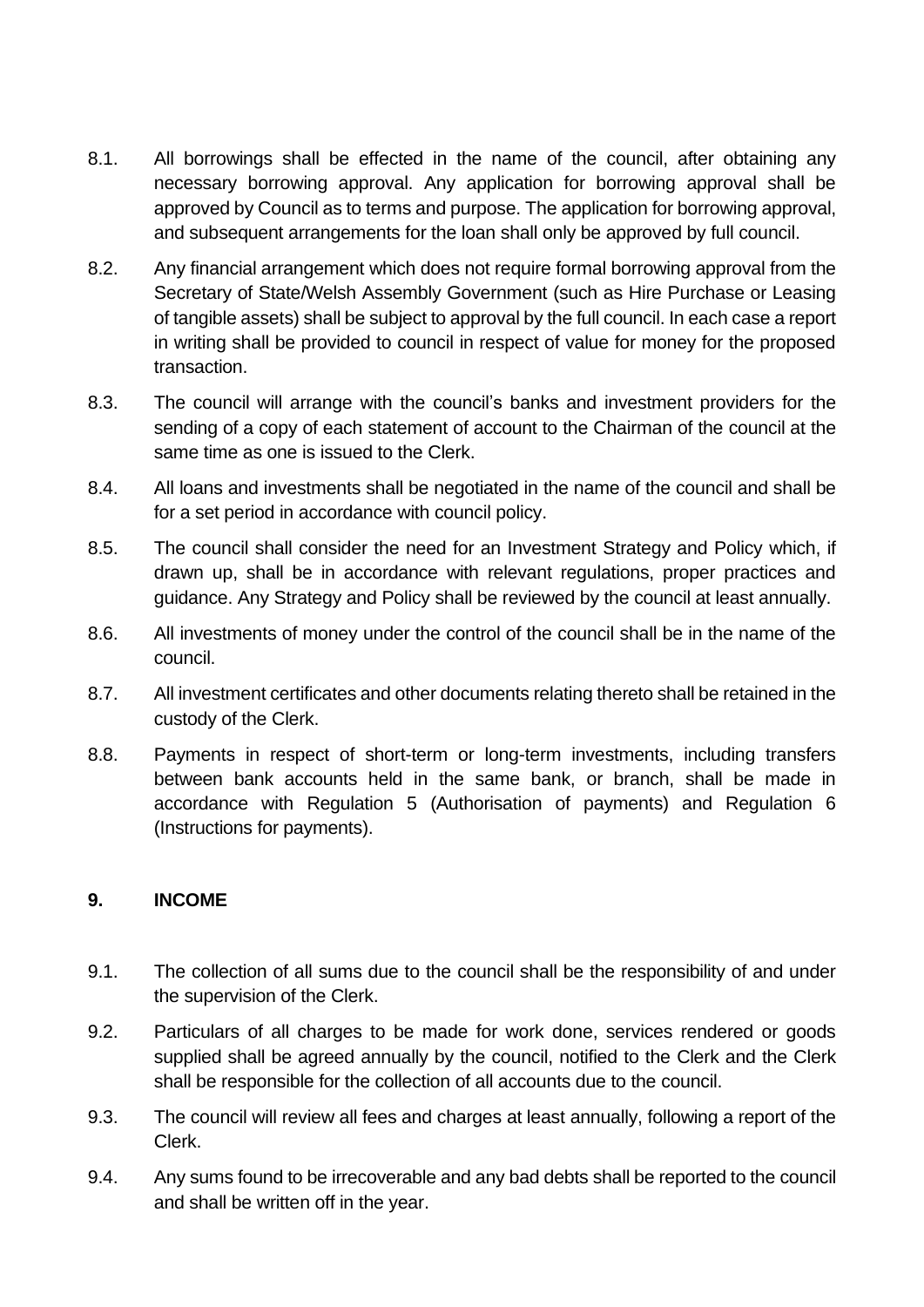8.1. All borrowings shall be effected in the name of the council, after obtaining any necessary borrowing approval. Any application for borrowing approval shall be approved by Council as to terms and purpose. The application for borrowing approval, and subsequent arrangements for the loan shall only be approved by full council.

8.2. Any financial arrangement which does not require formal borrowing approval from the Secretary of State/Welsh Assembly Government (such as Hire Purchase or Leasing of tangible assets) shall be subject to approval by the full council. In each case a report in writing shall be provided to council in respect of value for money for the proposed transaction.

8.3. The council will arrange with the council's banks and investment providers for the sending of a copy of each statement of account to the Chairman of the council at the same time as one is issued to the Clerk.

8.4. All loans and investments shall be negotiated in the name of the council and shall be for a set period in accordance with council policy.

8.5. The council shall consider the need for an Investment Strategy and Policy which, if drawn up, shall be in accordance with relevant regulations, proper practices and guidance. Any Strategy and Policy shall be reviewed by the council at least annually.

8.6. All investments of money under the control of the council shall be in the name of the council.

8.7. All investment certificates and other documents relating thereto shall be retained in the custody of the Clerk.

8.8. Payments in respect of short-term or long-term investments, including transfers between bank accounts held in the same bank, or branch, shall be made in accordance with Regulation 5 (Authorisation of payments) and Regulation 6 (Instructions for payments).

## 9. INCOME

9.1. The collection of all sums due to the council shall be the responsibility of and under the supervision of the Clerk.

9.2. Particulars of all charges to be made for work done, services rendered or goods supplied shall be agreed annually by the council, notified to the Clerk and the Clerk shall be responsible for the collection of all accounts due to the council.

9.3. The council will review all fees and charges at least annually, following a report of the Clerk.

9.4. Any sums found to be irrecoverable and any bad debts shall be reported to the council and shall be written off in the year.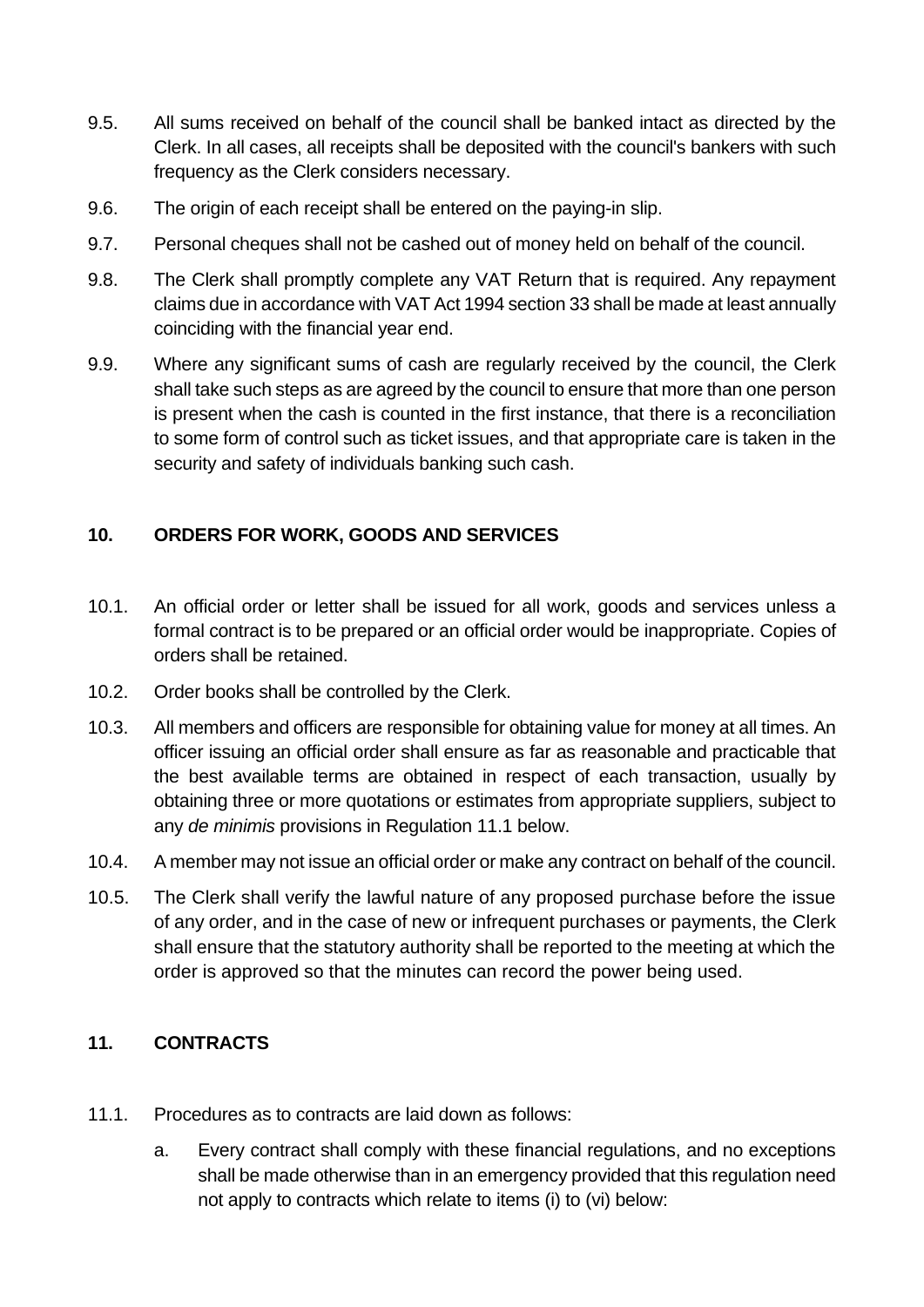9.5. All sums received on behalf of the council shall be banked intact as directed by the Clerk. In all cases, all receipts shall be deposited with the council's bankers with such frequency as the Clerk considers necessary.

9.6. The origin of each receipt shall be entered on the paying-in slip.

9.7. Personal cheques shall not be cashed out of money held on behalf of the council.

9.8. The Clerk shall promptly complete any VAT Return that is required. Any repayment claims due in accordance with VAT Act 1994 section 33 shall be made at least annually coinciding with the financial year end.

9.9. Where any significant sums of cash are regularly received by the council, the Clerk shall take such steps as are agreed by the council to ensure that more than one person is present when the cash is counted in the first instance, that there is a reconciliation to some form of control such as ticket issues, and that appropriate care is taken in the security and safety of individuals banking such cash.

## 10. ORDERS FOR WORK, GOODS AND SERVICES

10.1. An official order or letter shall be issued for all work, goods and services unless a formal contract is to be prepared or an official order would be inappropriate. Copies of orders shall be retained.

10.2. Order books shall be controlled by the Clerk.

10.3. All members and officers are responsible for obtaining value for money at all times. An officer issuing an official order shall ensure as far as reasonable and practicable that the best available terms are obtained in respect of each transaction, usually by obtaining three or more quotations or estimates from appropriate suppliers, subject to any *de minimis* provisions in Regulation 11.1 below.

10.4. A member may not issue an official order or make any contract on behalf of the council.

10.5. The Clerk shall verify the lawful nature of any proposed purchase before the issue of any order, and in the case of new or infrequent purchases or payments, the Clerk shall ensure that the statutory authority shall be reported to the meeting at which the order is approved so that the minutes can record the power being used.

## 11. CONTRACTS

11.1. Procedures as to contracts are laid down as follows:

a. Every contract shall comply with these financial regulations, and no exceptions shall be made otherwise than in an emergency provided that this regulation need not apply to contracts which relate to items (i) to (vi) below: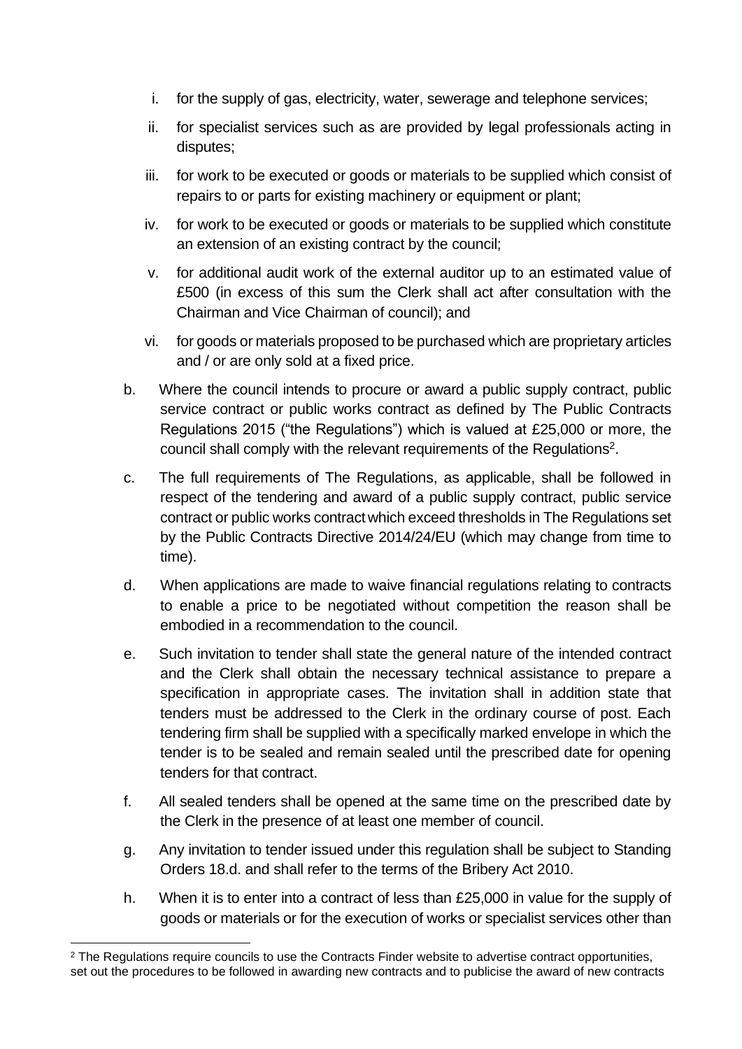i. for the supply of gas, electricity, water, sewerage and telephone services;

ii. for specialist services such as are provided by legal professionals acting in disputes;

iii. for work to be executed or goods or materials to be supplied which consist of repairs to or parts for existing machinery or equipment or plant;

iv. for work to be executed or goods or materials to be supplied which constitute an extension of an existing contract by the council;

v. for additional audit work of the external auditor up to an estimated value of £500 (in excess of this sum the Clerk shall act after consultation with the Chairman and Vice Chairman of council); and

vi. for goods or materials proposed to be purchased which are proprietary articles and / or are only sold at a fixed price.

b. Where the council intends to procure or award a public supply contract, public service contract or public works contract as defined by The Public Contracts Regulations 2015 ("the Regulations") which is valued at £25,000 or more, the council shall comply with the relevant requirements of the Regulations[2].

c. The full requirements of The Regulations, as applicable, shall be followed in respect of the tendering and award of a public supply contract, public service contract or public works contract which exceed thresholds in The Regulations set by the Public Contracts Directive 2014/24/EU (which may change from time to time).

d. When applications are made to waive financial regulations relating to contracts to enable a price to be negotiated without competition the reason shall be embodied in a recommendation to the council.

e. Such invitation to tender shall state the general nature of the intended contract and the Clerk shall obtain the necessary technical assistance to prepare a specification in appropriate cases. The invitation shall in addition state that tenders must be addressed to the Clerk in the ordinary course of post. Each tendering firm shall be supplied with a specifically marked envelope in which the tender is to be sealed and remain sealed until the prescribed date for opening tenders for that contract.

f. All sealed tenders shall be opened at the same time on the prescribed date by the Clerk in the presence of at least one member of council.

g. Any invitation to tender issued under this regulation shall be subject to Standing Orders 18.d. and shall refer to the terms of the Bribery Act 2010.

h. When it is to enter into a contract of less than £25,000 in value for the supply of goods or materials or for the execution of works or specialist services other than

---

[2] The Regulations require councils to use the Contracts Finder website to advertise contract opportunities, set out the procedures to be followed in awarding new contracts and to publicise the award of new contracts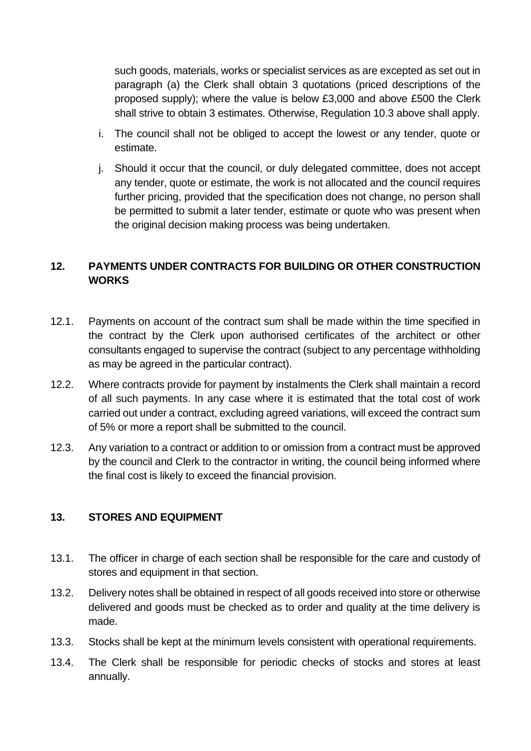such goods, materials, works or specialist services as are excepted as set out in paragraph (a) the Clerk shall obtain 3 quotations (priced descriptions of the proposed supply); where the value is below £3,000 and above £500 the Clerk shall strive to obtain 3 estimates. Otherwise, Regulation 10.3 above shall apply.

i. The council shall not be obliged to accept the lowest or any tender, quote or estimate.

j. Should it occur that the council, or duly delegated committee, does not accept any tender, quote or estimate, the work is not allocated and the council requires further pricing, provided that the specification does not change, no person shall be permitted to submit a later tender, estimate or quote who was present when the original decision making process was being undertaken.

## 12. PAYMENTS UNDER CONTRACTS FOR BUILDING OR OTHER CONSTRUCTION WORKS

12.1. Payments on account of the contract sum shall be made within the time specified in the contract by the Clerk upon authorised certificates of the architect or other consultants engaged to supervise the contract (subject to any percentage withholding as may be agreed in the particular contract).

12.2. Where contracts provide for payment by instalments the Clerk shall maintain a record of all such payments. In any case where it is estimated that the total cost of work carried out under a contract, excluding agreed variations, will exceed the contract sum of 5% or more a report shall be submitted to the council.

12.3. Any variation to a contract or addition to or omission from a contract must be approved by the council and Clerk to the contractor in writing, the council being informed where the final cost is likely to exceed the financial provision.

## 13. STORES AND EQUIPMENT

13.1. The officer in charge of each section shall be responsible for the care and custody of stores and equipment in that section.

13.2. Delivery notes shall be obtained in respect of all goods received into store or otherwise delivered and goods must be checked as to order and quality at the time delivery is made.

13.3. Stocks shall be kept at the minimum levels consistent with operational requirements.

13.4. The Clerk shall be responsible for periodic checks of stocks and stores at least annually.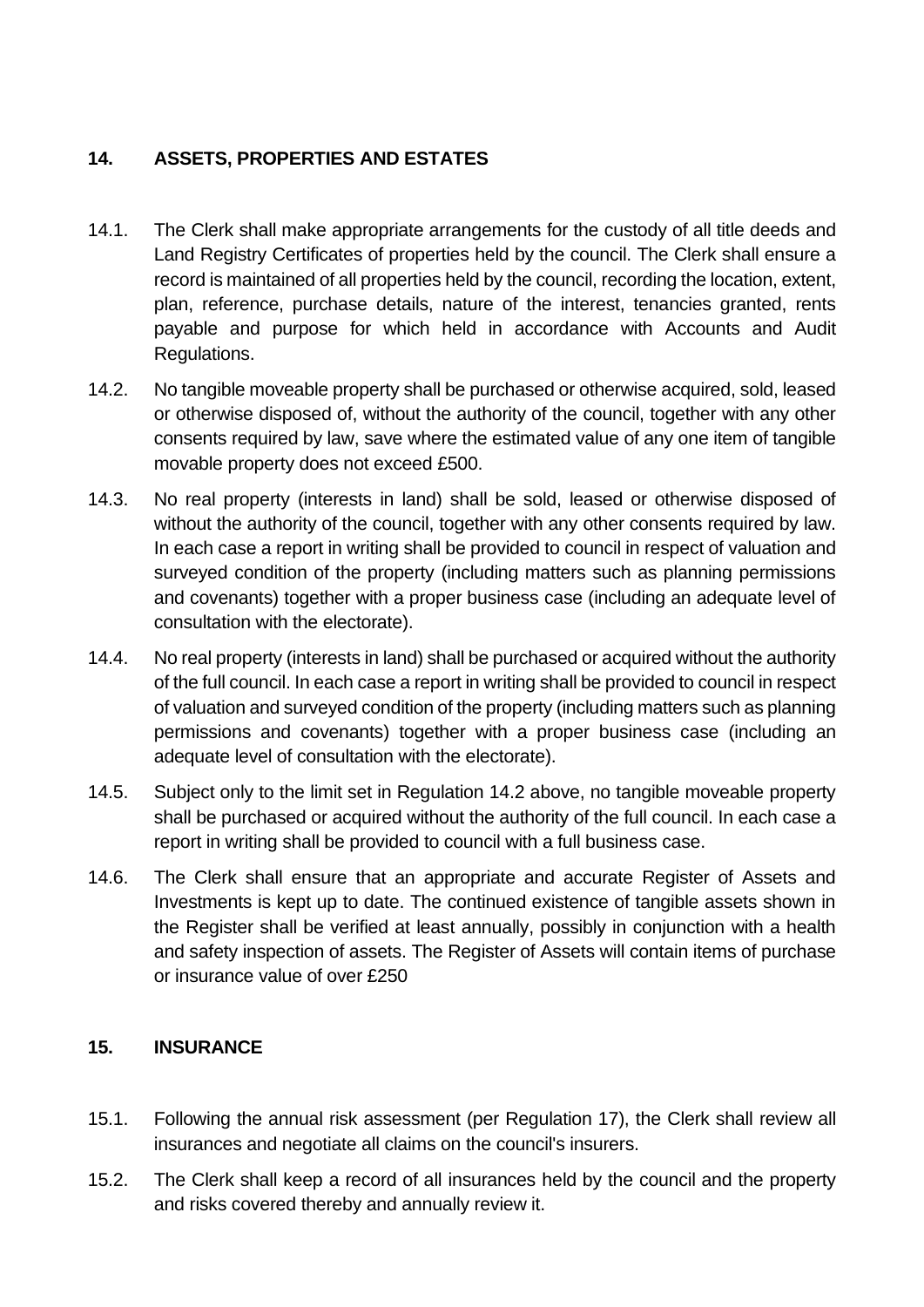## 14. ASSETS, PROPERTIES AND ESTATES

14.1. The Clerk shall make appropriate arrangements for the custody of all title deeds and Land Registry Certificates of properties held by the council. The Clerk shall ensure a record is maintained of all properties held by the council, recording the location, extent, plan, reference, purchase details, nature of the interest, tenancies granted, rents payable and purpose for which held in accordance with Accounts and Audit Regulations.

14.2. No tangible moveable property shall be purchased or otherwise acquired, sold, leased or otherwise disposed of, without the authority of the council, together with any other consents required by law, save where the estimated value of any one item of tangible movable property does not exceed £500.

14.3. No real property (interests in land) shall be sold, leased or otherwise disposed of without the authority of the council, together with any other consents required by law. In each case a report in writing shall be provided to council in respect of valuation and surveyed condition of the property (including matters such as planning permissions and covenants) together with a proper business case (including an adequate level of consultation with the electorate).

14.4. No real property (interests in land) shall be purchased or acquired without the authority of the full council. In each case a report in writing shall be provided to council in respect of valuation and surveyed condition of the property (including matters such as planning permissions and covenants) together with a proper business case (including an adequate level of consultation with the electorate).

14.5. Subject only to the limit set in Regulation 14.2 above, no tangible moveable property shall be purchased or acquired without the authority of the full council. In each case a report in writing shall be provided to council with a full business case.

14.6. The Clerk shall ensure that an appropriate and accurate Register of Assets and Investments is kept up to date. The continued existence of tangible assets shown in the Register shall be verified at least annually, possibly in conjunction with a health and safety inspection of assets. The Register of Assets will contain items of purchase or insurance value of over £250

## 15. INSURANCE

15.1. Following the annual risk assessment (per Regulation 17), the Clerk shall review all insurances and negotiate all claims on the council's insurers.

15.2. The Clerk shall keep a record of all insurances held by the council and the property and risks covered thereby and annually review it.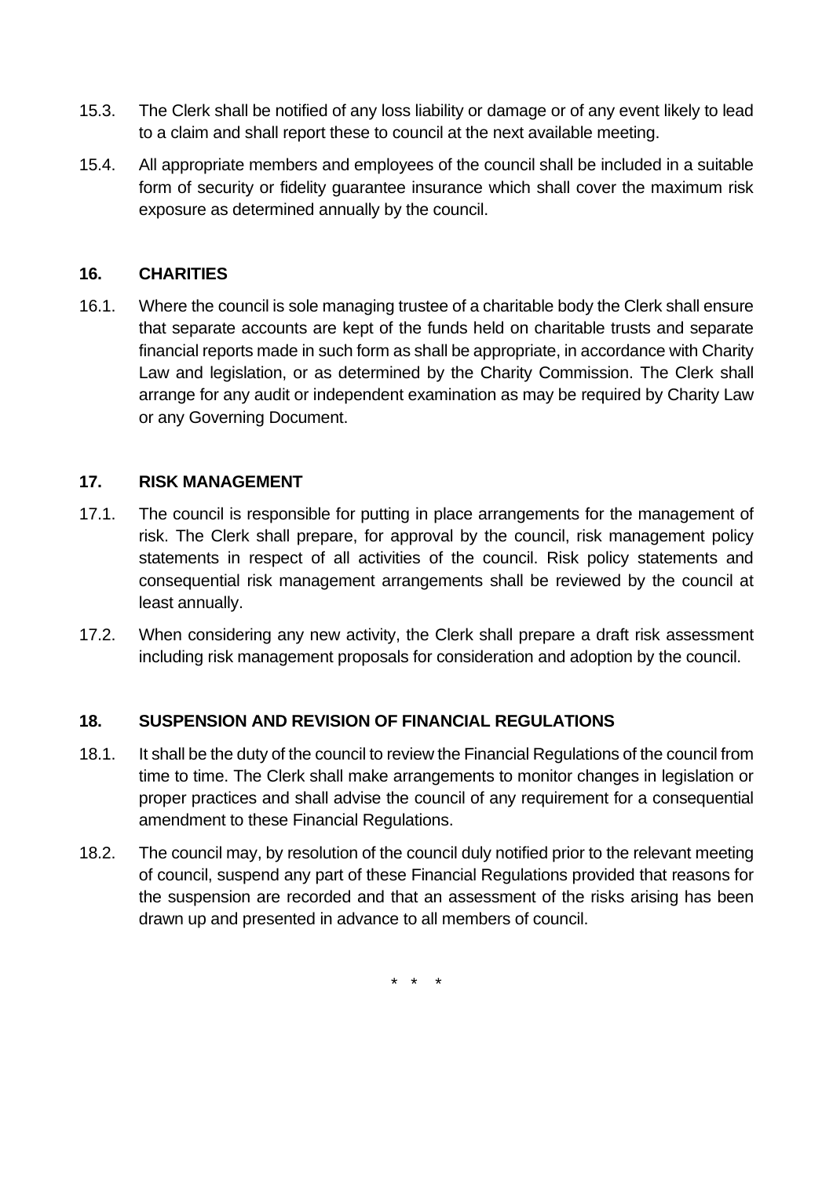15.3. The Clerk shall be notified of any loss liability or damage or of any event likely to lead to a claim and shall report these to council at the next available meeting.

15.4. All appropriate members and employees of the council shall be included in a suitable form of security or fidelity guarantee insurance which shall cover the maximum risk exposure as determined annually by the council.

## 16. CHARITIES

16.1. Where the council is sole managing trustee of a charitable body the Clerk shall ensure that separate accounts are kept of the funds held on charitable trusts and separate financial reports made in such form as shall be appropriate, in accordance with Charity Law and legislation, or as determined by the Charity Commission. The Clerk shall arrange for any audit or independent examination as may be required by Charity Law or any Governing Document.

## 17. RISK MANAGEMENT

17.1. The council is responsible for putting in place arrangements for the management of risk. The Clerk shall prepare, for approval by the council, risk management policy statements in respect of all activities of the council. Risk policy statements and consequential risk management arrangements shall be reviewed by the council at least annually.

17.2. When considering any new activity, the Clerk shall prepare a draft risk assessment including risk management proposals for consideration and adoption by the council.

## 18. SUSPENSION AND REVISION OF FINANCIAL REGULATIONS

18.1. It shall be the duty of the council to review the Financial Regulations of the council from time to time. The Clerk shall make arrangements to monitor changes in legislation or proper practices and shall advise the council of any requirement for a consequential amendment to these Financial Regulations.

18.2. The council may, by resolution of the council duly notified prior to the relevant meeting of council, suspend any part of these Financial Regulations provided that reasons for the suspension are recorded and that an assessment of the risks arising has been drawn up and presented in advance to all members of council.

\* \* \*